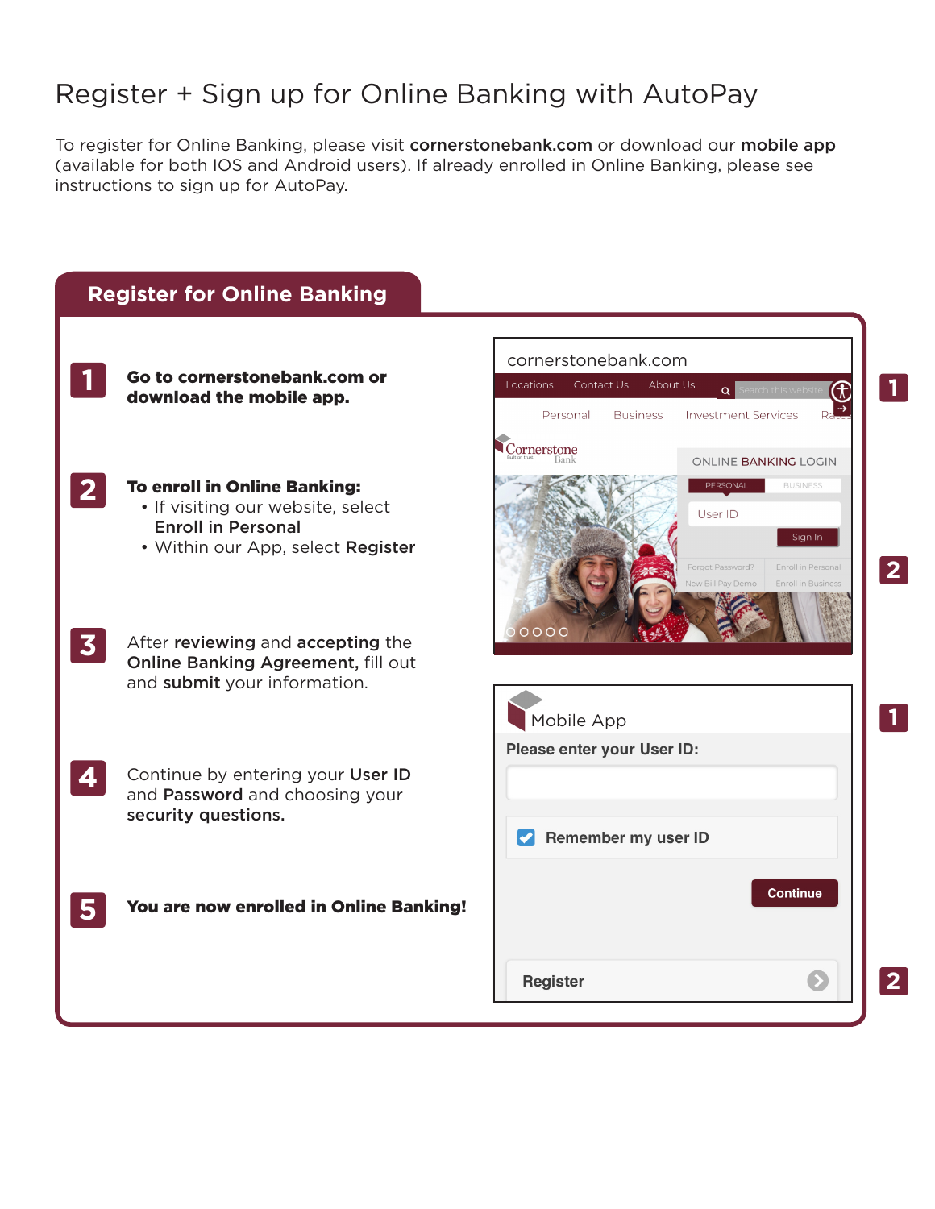# Register + Sign up for Online Banking with AutoPay

To register for Online Banking, please visit **cornerstonebank.com** or download our **mobile app** (available for both IOS and Android users). If already enrolled in Online Banking, please see instructions to sign up for AutoPay.

## Register for Online Banking

**1** **Go to cornerstonebank.com or download the mobile app.**

**2** **To enroll in Online Banking:**
- If visiting our website, select **Enroll in Personal**
- Within our App, select **Register**

**3** After **reviewing** and **accepting** the **Online Banking Agreement,** fill out and **submit** your information.

**4** Continue by entering your **User ID** and **Password** and choosing your **security questions.**

**5** **You are now enrolled in Online Banking!**

cornerstonebank.com

Locations | Contact Us | About Us | Search this website

Personal | Business | Investment Services | Rates

ONLINE BANKING LOGIN

PERSONAL | BUSINESS

User ID

Sign In

Forgot Password? | Enroll in Personal

New Bill Pay Demo | Enroll in Business

Mobile App

Please enter your User ID:

Remember my user ID

Continue

Register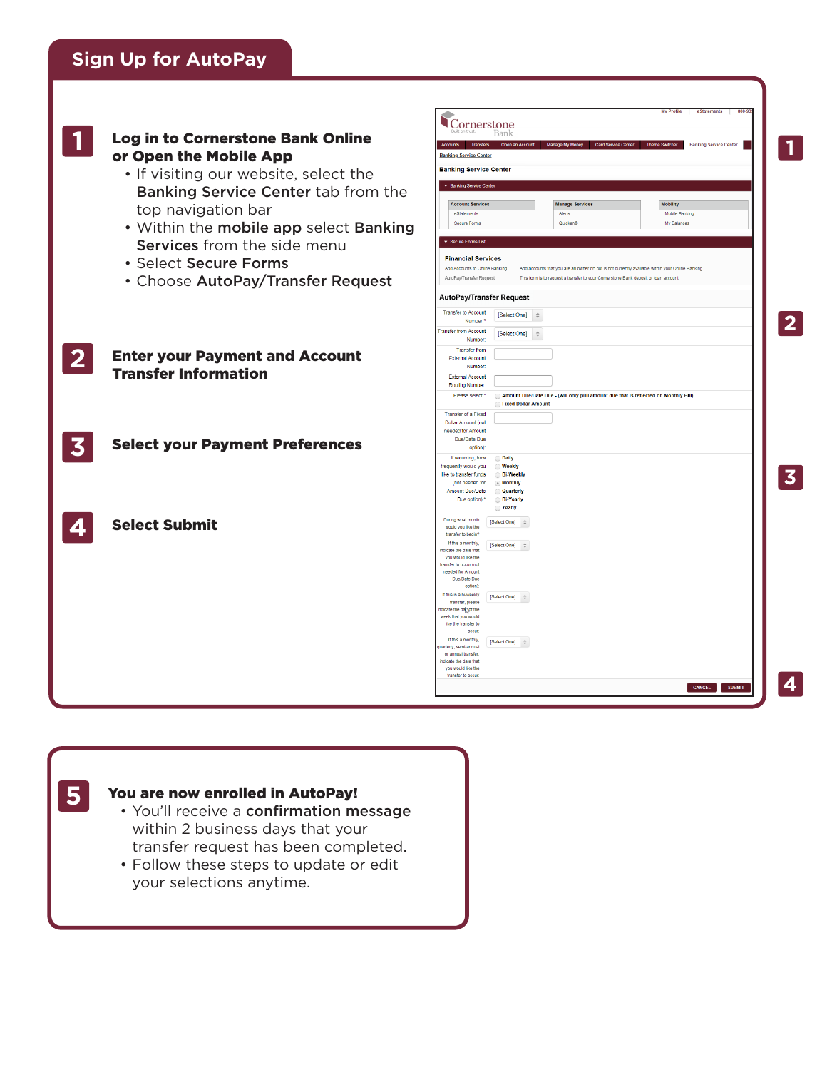## Sign Up for AutoPay

**1** **Log in to Cornerstone Bank Online or Open the Mobile App**

- If visiting our website, select the **Banking Service Center** tab from the top navigation bar
- Within the **mobile app** select **Banking Services** from the side menu
- Select **Secure Forms**
- Choose **AutoPay/Transfer Request**

**2** **Enter your Payment and Account Transfer Information**

**3** **Select your Payment Preferences**

**4** **Select Submit**

**5** **You are now enrolled in AutoPay!**

- You'll receive a **confirmation message** within 2 business days that your transfer request has been completed.
- Follow these steps to update or edit your selections anytime.